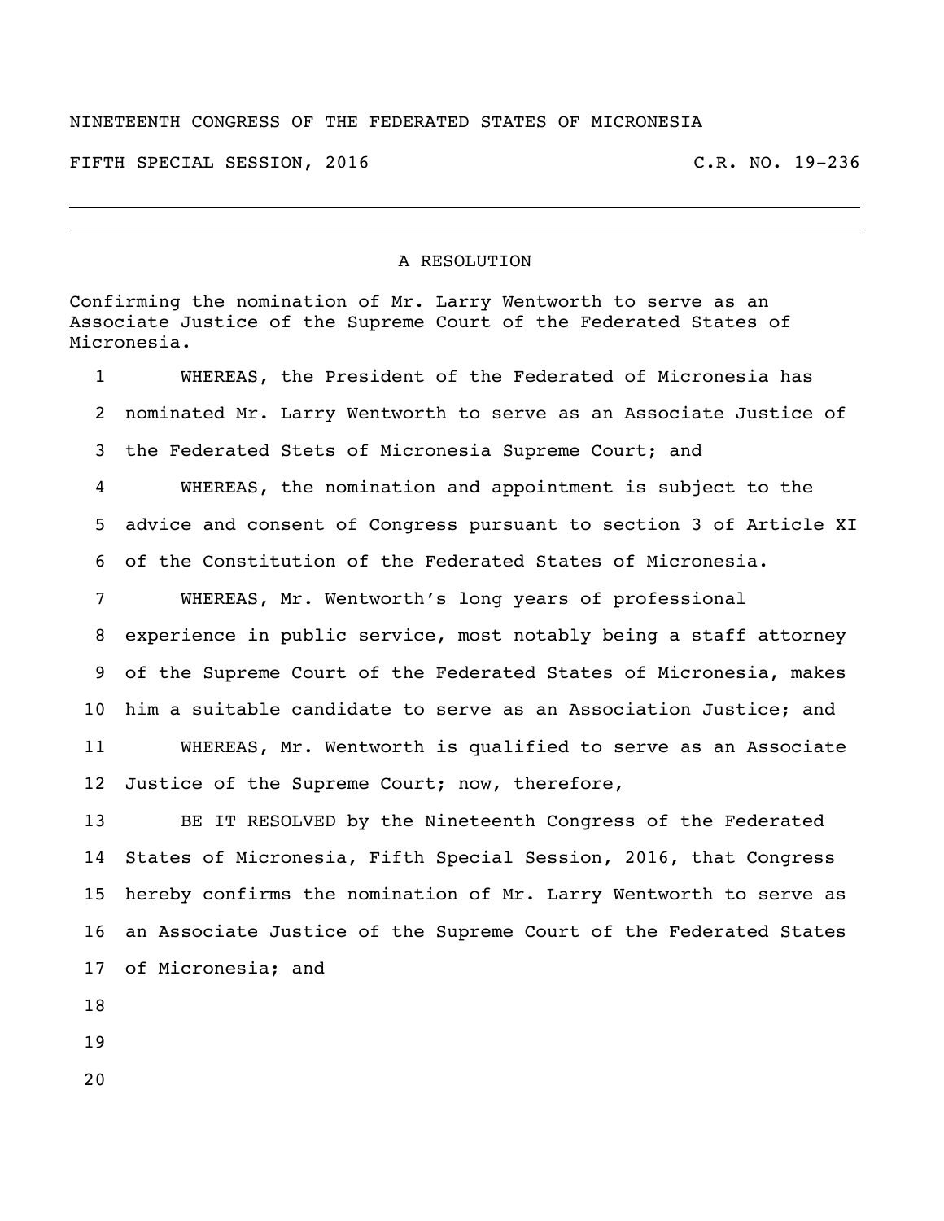NINETEENTH CONGRESS OF THE FEDERATED STATES OF MICRONESIA

FIFTH SPECIAL SESSION, 2016 C.R. NO. 19-236

---

## A RESOLUTION

Confirming the nomination of Mr. Larry Wentworth to serve as an Associate Justice of the Supreme Court of the Federated States of Micronesia.

WHEREAS, the President of the Federated of Micronesia has nominated Mr. Larry Wentworth to serve as an Associate Justice of the Federated Stets of Micronesia Supreme Court; and

WHEREAS, the nomination and appointment is subject to the advice and consent of Congress pursuant to section 3 of Article XI of the Constitution of the Federated States of Micronesia.

WHEREAS, Mr. Wentworth's long years of professional experience in public service, most notably being a staff attorney of the Supreme Court of the Federated States of Micronesia, makes him a suitable candidate to serve as an Association Justice; and

WHEREAS, Mr. Wentworth is qualified to serve as an Associate Justice of the Supreme Court; now, therefore,

BE IT RESOLVED by the Nineteenth Congress of the Federated States of Micronesia, Fifth Special Session, 2016, that Congress hereby confirms the nomination of Mr. Larry Wentworth to serve as an Associate Justice of the Supreme Court of the Federated States of Micronesia; and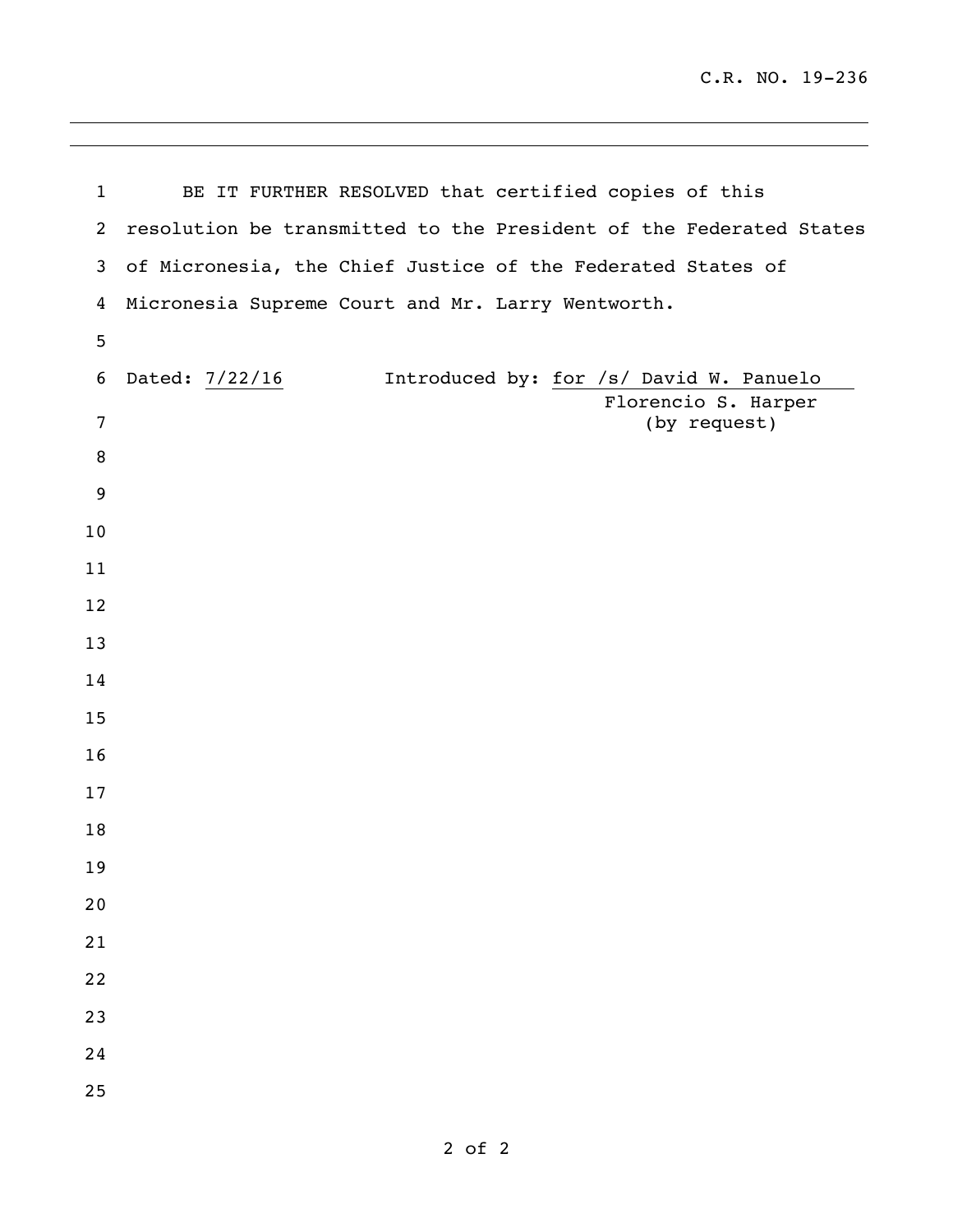BE IT FURTHER RESOLVED that certified copies of this resolution be transmitted to the President of the Federated States of Micronesia, the Chief Justice of the Federated States of Micronesia Supreme Court and Mr. Larry Wentworth.

Dated: 7/22/16

Introduced by: for /s/ David W. Panuelo
Florencio S. Harper
(by request)